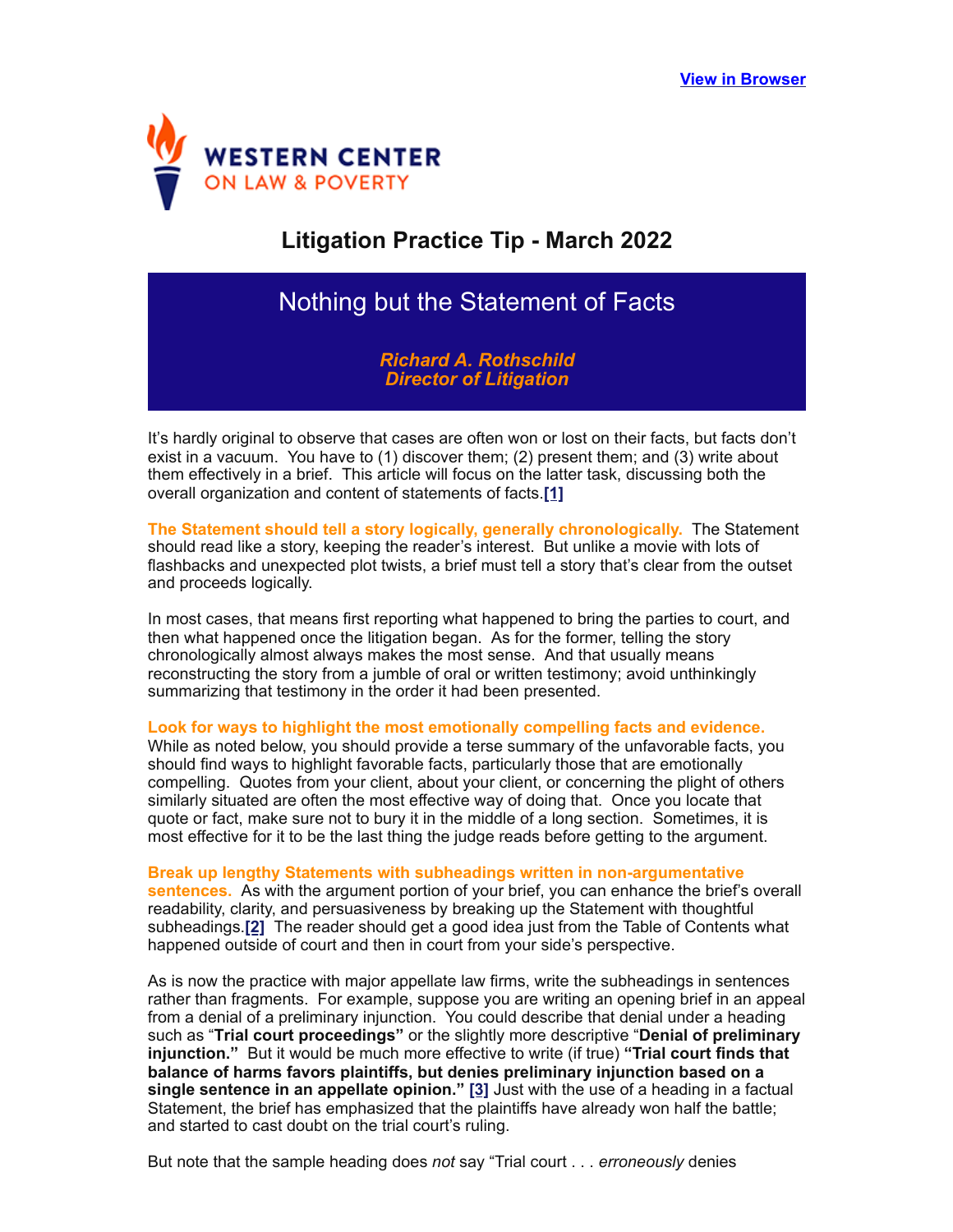[View in Browser]

WESTERN CENTER ON LAW & POVERTY

## Litigation Practice Tip - March 2022

# Nothing but the Statement of Facts

***Richard A. Rothschild***
***Director of Litigation***

It's hardly original to observe that cases are often won or lost on their facts, but facts don't exist in a vacuum. You have to (1) discover them; (2) present them; and (3) write about them effectively in a brief. This article will focus on the latter task, discussing both the overall organization and content of statements of facts.[1]

**The Statement should tell a story logically, generally chronologically.** The Statement should read like a story, keeping the reader's interest. But unlike a movie with lots of flashbacks and unexpected plot twists, a brief must tell a story that's clear from the outset and proceeds logically.

In most cases, that means first reporting what happened to bring the parties to court, and then what happened once the litigation began. As for the former, telling the story chronologically almost always makes the most sense. And that usually means reconstructing the story from a jumble of oral or written testimony; avoid unthinkingly summarizing that testimony in the order it had been presented.

**Look for ways to highlight the most emotionally compelling facts and evidence.** While as noted below, you should provide a terse summary of the unfavorable facts, you should find ways to highlight favorable facts, particularly those that are emotionally compelling. Quotes from your client, about your client, or concerning the plight of others similarly situated are often the most effective way of doing that. Once you locate that quote or fact, make sure not to bury it in the middle of a long section. Sometimes, it is most effective for it to be the last thing the judge reads before getting to the argument.

**Break up lengthy Statements with subheadings written in non-argumentative sentences.** As with the argument portion of your brief, you can enhance the brief's overall readability, clarity, and persuasiveness by breaking up the Statement with thoughtful subheadings.[2] The reader should get a good idea just from the Table of Contents what happened outside of court and then in court from your side's perspective.

As is now the practice with major appellate law firms, write the subheadings in sentences rather than fragments. For example, suppose you are writing an opening brief in an appeal from a denial of a preliminary injunction. You could describe that denial under a heading such as "**Trial court proceedings**" or the slightly more descriptive "**Denial of preliminary injunction.**" But it would be much more effective to write (if true) **"Trial court finds that balance of harms favors plaintiffs, but denies preliminary injunction based on a single sentence in an appellate opinion."** [3] Just with the use of a heading in a factual Statement, the brief has emphasized that the plaintiffs have already won half the battle; and started to cast doubt on the trial court's ruling.

But note that the sample heading does *not* say "Trial court . . . *erroneously* denies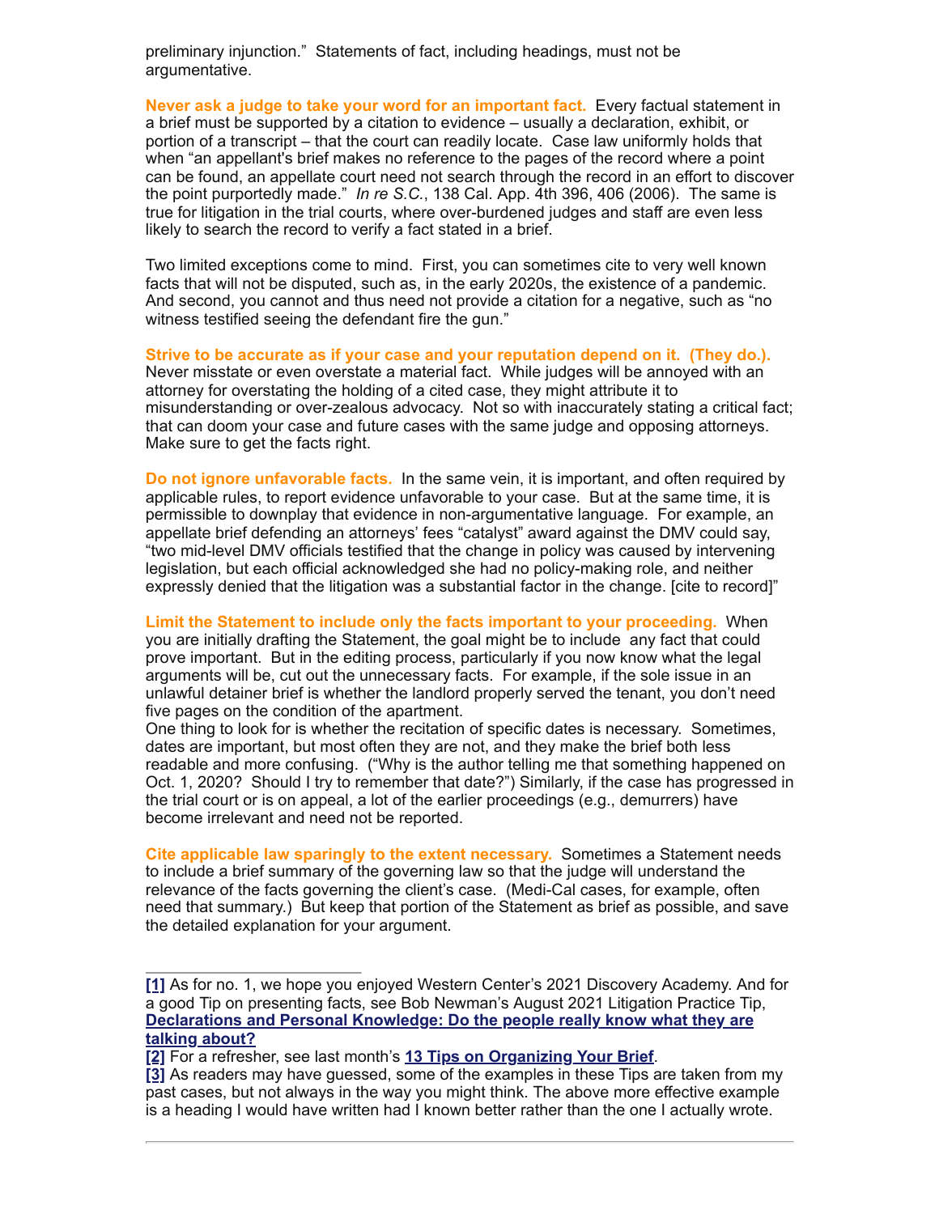preliminary injunction." Statements of fact, including headings, must not be argumentative.

**Never ask a judge to take your word for an important fact.** Every factual statement in a brief must be supported by a citation to evidence – usually a declaration, exhibit, or portion of a transcript – that the court can readily locate. Case law uniformly holds that when "an appellant's brief makes no reference to the pages of the record where a point can be found, an appellate court need not search through the record in an effort to discover the point purportedly made." *In re S.C.*, 138 Cal. App. 4th 396, 406 (2006). The same is true for litigation in the trial courts, where over-burdened judges and staff are even less likely to search the record to verify a fact stated in a brief.

Two limited exceptions come to mind. First, you can sometimes cite to very well known facts that will not be disputed, such as, in the early 2020s, the existence of a pandemic. And second, you cannot and thus need not provide a citation for a negative, such as "no witness testified seeing the defendant fire the gun."

**Strive to be accurate as if your case and your reputation depend on it. (They do.).** Never misstate or even overstate a material fact. While judges will be annoyed with an attorney for overstating the holding of a cited case, they might attribute it to misunderstanding or over-zealous advocacy. Not so with inaccurately stating a critical fact; that can doom your case and future cases with the same judge and opposing attorneys. Make sure to get the facts right.

**Do not ignore unfavorable facts.** In the same vein, it is important, and often required by applicable rules, to report evidence unfavorable to your case. But at the same time, it is permissible to downplay that evidence in non-argumentative language. For example, an appellate brief defending an attorneys' fees "catalyst" award against the DMV could say, "two mid-level DMV officials testified that the change in policy was caused by intervening legislation, but each official acknowledged she had no policy-making role, and neither expressly denied that the litigation was a substantial factor in the change. [cite to record]"

**Limit the Statement to include only the facts important to your proceeding.** When you are initially drafting the Statement, the goal might be to include any fact that could prove important. But in the editing process, particularly if you now know what the legal arguments will be, cut out the unnecessary facts. For example, if the sole issue in an unlawful detainer brief is whether the landlord properly served the tenant, you don't need five pages on the condition of the apartment.
One thing to look for is whether the recitation of specific dates is necessary. Sometimes, dates are important, but most often they are not, and they make the brief both less readable and more confusing. ("Why is the author telling me that something happened on Oct. 1, 2020? Should I try to remember that date?") Similarly, if the case has progressed in the trial court or is on appeal, a lot of the earlier proceedings (e.g., demurrers) have become irrelevant and need not be reported.

**Cite applicable law sparingly to the extent necessary.** Sometimes a Statement needs to include a brief summary of the governing law so that the judge will understand the relevance of the facts governing the client's case. (Medi-Cal cases, for example, often need that summary.) But keep that portion of the Statement as brief as possible, and save the detailed explanation for your argument.

---

[1] As for no. 1, we hope you enjoyed Western Center's 2021 Discovery Academy. And for a good Tip on presenting facts, see Bob Newman's August 2021 Litigation Practice Tip, **Declarations and Personal Knowledge: Do the people really know what they are talking about?**

[2] For a refresher, see last month's **13 Tips on Organizing Your Brief**.

[3] As readers may have guessed, some of the examples in these Tips are taken from my past cases, but not always in the way you might think. The above more effective example is a heading I would have written had I known better rather than the one I actually wrote.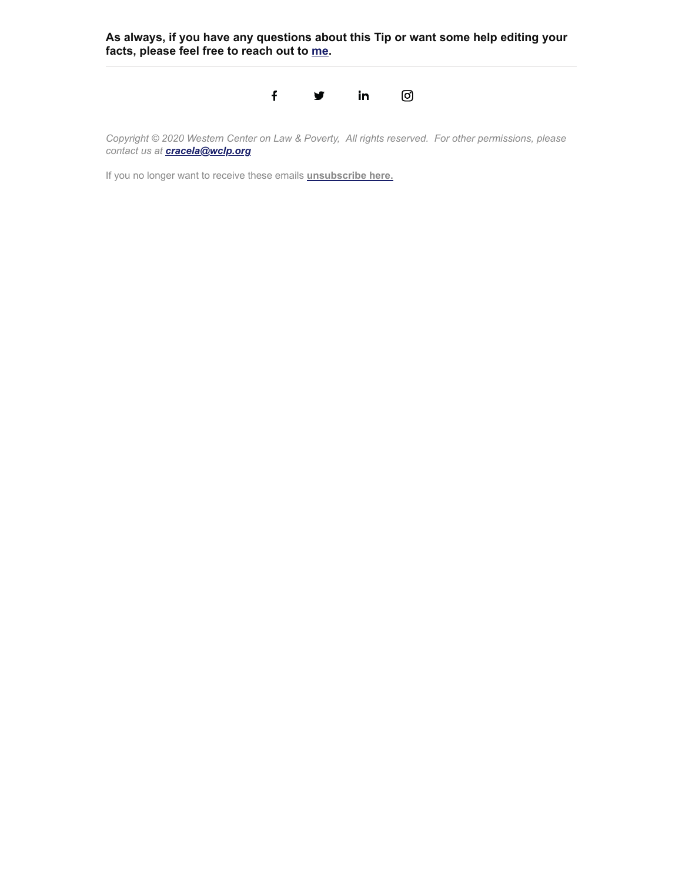**As always, if you have any questions about this Tip or want some help editing your facts, please feel free to reach out to me.**

---

*Copyright © 2020 Western Center on Law & Poverty, All rights reserved. For other permissions, please contact us at* ***cracela@wclp.org***

If you no longer want to receive these emails **unsubscribe here.**